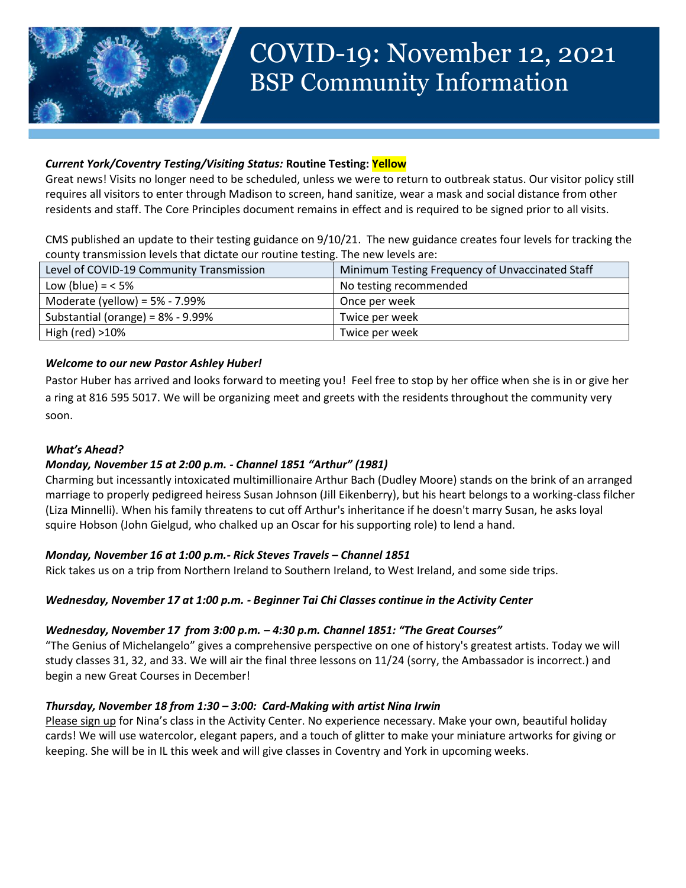# COVID-19: November 12, 2021
## BSP Community Information

***Current York/Coventry Testing/Visiting Status:*** **Routine Testing: Yellow**

Great news! Visits no longer need to be scheduled, unless we were to return to outbreak status. Our visitor policy still requires all visitors to enter through Madison to screen, hand sanitize, wear a mask and social distance from other residents and staff. The Core Principles document remains in effect and is required to be signed prior to all visits.

CMS published an update to their testing guidance on 9/10/21. The new guidance creates four levels for tracking the county transmission levels that dictate our routine testing. The new levels are:

| Level of COVID-19 Community Transmission | Minimum Testing Frequency of Unvaccinated Staff |
|---|---|
| Low (blue) = < 5% | No testing recommended |
| Moderate (yellow) = 5% - 7.99% | Once per week |
| Substantial (orange) = 8% - 9.99% | Twice per week |
| High (red) >10% | Twice per week |

***Welcome to our new Pastor Ashley Huber!***

Pastor Huber has arrived and looks forward to meeting you! Feel free to stop by her office when she is in or give her a ring at 816 595 5017. We will be organizing meet and greets with the residents throughout the community very soon.

***What's Ahead?***

***Monday, November 15 at 2:00 p.m. - Channel 1851 "Arthur" (1981)***

Charming but incessantly intoxicated multimillionaire Arthur Bach (Dudley Moore) stands on the brink of an arranged marriage to properly pedigreed heiress Susan Johnson (Jill Eikenberry), but his heart belongs to a working-class filcher (Liza Minnelli). When his family threatens to cut off Arthur's inheritance if he doesn't marry Susan, he asks loyal squire Hobson (John Gielgud, who chalked up an Oscar for his supporting role) to lend a hand.

***Monday, November 16 at 1:00 p.m.- Rick Steves Travels – Channel 1851***

Rick takes us on a trip from Northern Ireland to Southern Ireland, to West Ireland, and some side trips.

***Wednesday, November 17 at 1:00 p.m. - Beginner Tai Chi Classes continue in the Activity Center***

***Wednesday, November 17 from 3:00 p.m. – 4:30 p.m. Channel 1851: "The Great Courses"***

"The Genius of Michelangelo" gives a comprehensive perspective on one of history's greatest artists. Today we will study classes 31, 32, and 33. We will air the final three lessons on 11/24 (sorry, the Ambassador is incorrect.) and begin a new Great Courses in December!

***Thursday, November 18 from 1:30 – 3:00: Card-Making with artist Nina Irwin***

Please sign up for Nina's class in the Activity Center. No experience necessary. Make your own, beautiful holiday cards! We will use watercolor, elegant papers, and a touch of glitter to make your miniature artworks for giving or keeping. She will be in IL this week and will give classes in Coventry and York in upcoming weeks.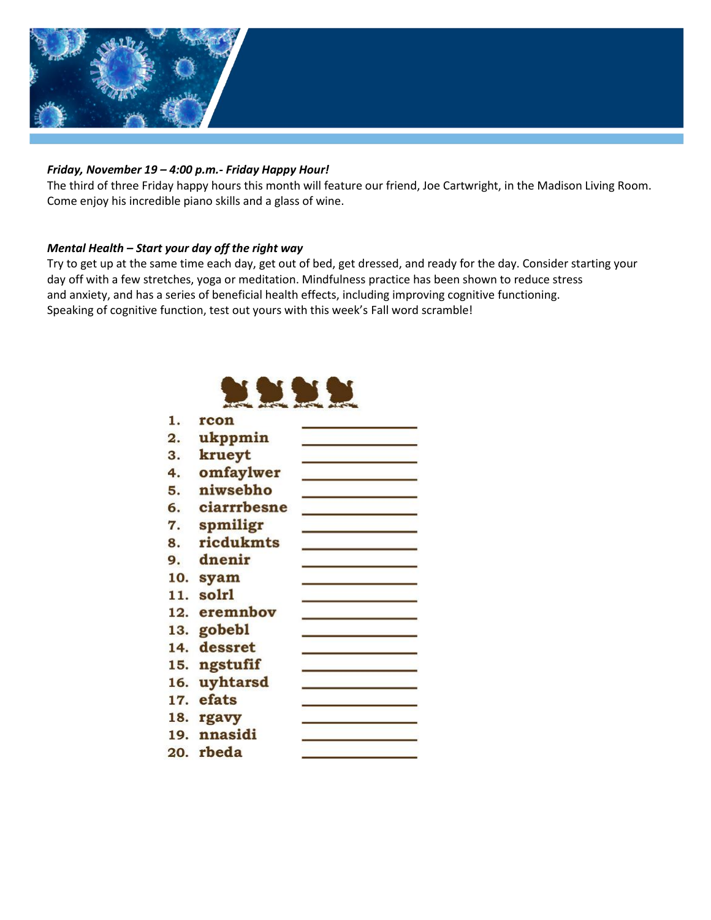***Friday, November 19 – 4:00 p.m.- Friday Happy Hour!***

The third of three Friday happy hours this month will feature our friend, Joe Cartwright, in the Madison Living Room. Come enjoy his incredible piano skills and a glass of wine.

***Mental Health – Start your day off the right way***

Try to get up at the same time each day, get out of bed, get dressed, and ready for the day. Consider starting your day off with a few stretches, yoga or meditation. Mindfulness practice has been shown to reduce stress and anxiety, and has a series of beneficial health effects, including improving cognitive functioning. Speaking of cognitive function, test out yours with this week's Fall word scramble!

1. rcon \_\_\_\_\_\_\_\_\_\_\_\_\_\_\_\_
2. ukppmin \_\_\_\_\_\_\_\_\_\_\_\_\_\_\_\_
3. krueyt \_\_\_\_\_\_\_\_\_\_\_\_\_\_\_\_
4. omfaylwer \_\_\_\_\_\_\_\_\_\_\_\_\_\_\_\_
5. niwsebho \_\_\_\_\_\_\_\_\_\_\_\_\_\_\_\_
6. ciarrbesne \_\_\_\_\_\_\_\_\_\_\_\_\_\_\_\_
7. spmiligr \_\_\_\_\_\_\_\_\_\_\_\_\_\_\_\_
8. ricdukmts \_\_\_\_\_\_\_\_\_\_\_\_\_\_\_\_
9. dnenir \_\_\_\_\_\_\_\_\_\_\_\_\_\_\_\_
10. syam \_\_\_\_\_\_\_\_\_\_\_\_\_\_\_\_
11. solrl \_\_\_\_\_\_\_\_\_\_\_\_\_\_\_\_
12. eremnbov \_\_\_\_\_\_\_\_\_\_\_\_\_\_\_\_
13. gobebl \_\_\_\_\_\_\_\_\_\_\_\_\_\_\_\_
14. dessret \_\_\_\_\_\_\_\_\_\_\_\_\_\_\_\_
15. ngstufif \_\_\_\_\_\_\_\_\_\_\_\_\_\_\_\_
16. uyhtarsd \_\_\_\_\_\_\_\_\_\_\_\_\_\_\_\_
17. efats \_\_\_\_\_\_\_\_\_\_\_\_\_\_\_\_
18. rgavy \_\_\_\_\_\_\_\_\_\_\_\_\_\_\_\_
19. nnasidi \_\_\_\_\_\_\_\_\_\_\_\_\_\_\_\_
20. rbeda \_\_\_\_\_\_\_\_\_\_\_\_\_\_\_\_